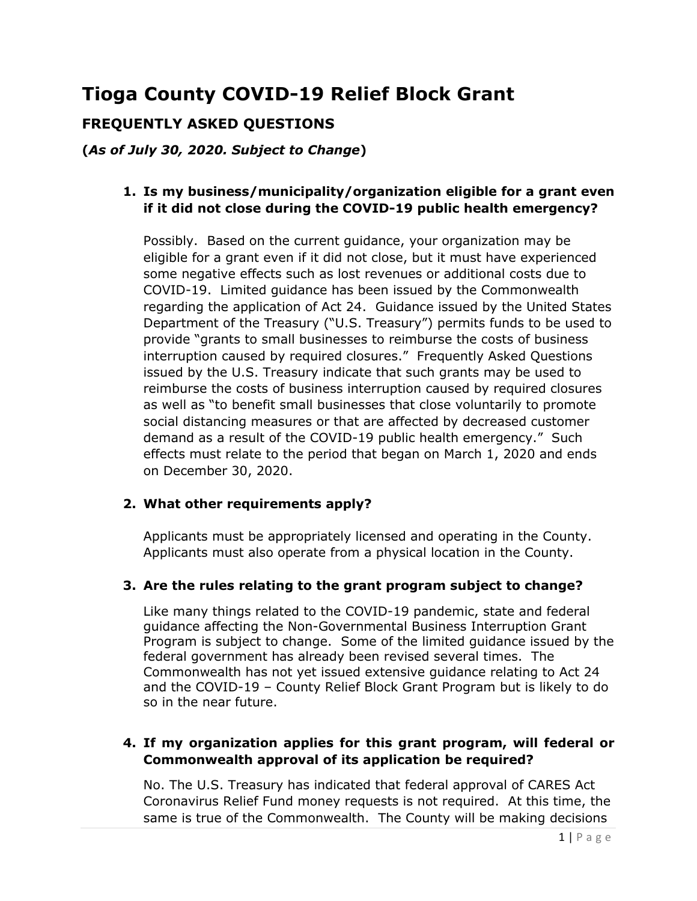# Tioga County COVID-19 Relief Block Grant

## FREQUENTLY ASKED QUESTIONS

**(*As of July 30, 2020. Subject to Change*)**

1. **Is my business/municipality/organization eligible for a grant even if it did not close during the COVID-19 public health emergency?**

   Possibly. Based on the current guidance, your organization may be eligible for a grant even if it did not close, but it must have experienced some negative effects such as lost revenues or additional costs due to COVID-19. Limited guidance has been issued by the Commonwealth regarding the application of Act 24. Guidance issued by the United States Department of the Treasury ("U.S. Treasury") permits funds to be used to provide "grants to small businesses to reimburse the costs of business interruption caused by required closures." Frequently Asked Questions issued by the U.S. Treasury indicate that such grants may be used to reimburse the costs of business interruption caused by required closures as well as "to benefit small businesses that close voluntarily to promote social distancing measures or that are affected by decreased customer demand as a result of the COVID-19 public health emergency." Such effects must relate to the period that began on March 1, 2020 and ends on December 30, 2020.

2. **What other requirements apply?**

   Applicants must be appropriately licensed and operating in the County. Applicants must also operate from a physical location in the County.

3. **Are the rules relating to the grant program subject to change?**

   Like many things related to the COVID-19 pandemic, state and federal guidance affecting the Non-Governmental Business Interruption Grant Program is subject to change. Some of the limited guidance issued by the federal government has already been revised several times. The Commonwealth has not yet issued extensive guidance relating to Act 24 and the COVID-19 – County Relief Block Grant Program but is likely to do so in the near future.

4. **If my organization applies for this grant program, will federal or Commonwealth approval of its application be required?**

   No. The U.S. Treasury has indicated that federal approval of CARES Act Coronavirus Relief Fund money requests is not required. At this time, the same is true of the Commonwealth. The County will be making decisions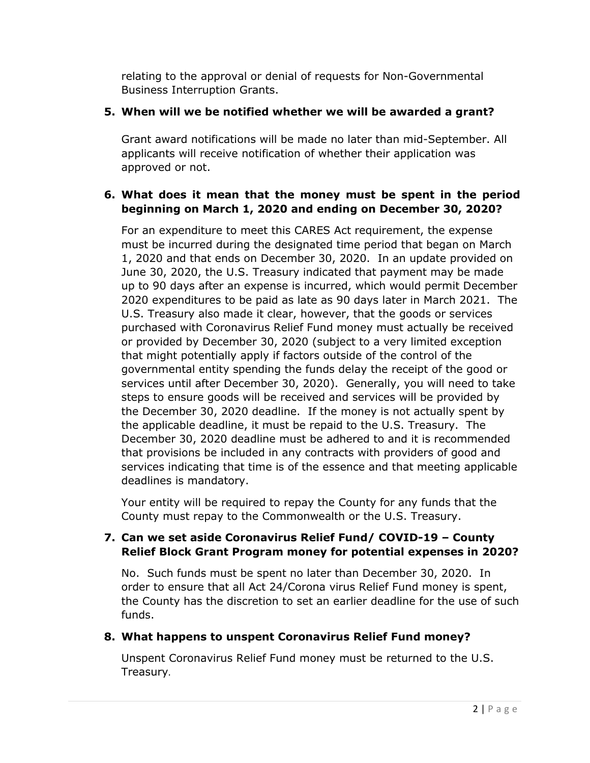relating to the approval or denial of requests for Non-Governmental Business Interruption Grants.

5. **When will we be notified whether we will be awarded a grant?**

   Grant award notifications will be made no later than mid-September. All applicants will receive notification of whether their application was approved or not.

6. **What does it mean that the money must be spent in the period beginning on March 1, 2020 and ending on December 30, 2020?**

   For an expenditure to meet this CARES Act requirement, the expense must be incurred during the designated time period that began on March 1, 2020 and that ends on December 30, 2020. In an update provided on June 30, 2020, the U.S. Treasury indicated that payment may be made up to 90 days after an expense is incurred, which would permit December 2020 expenditures to be paid as late as 90 days later in March 2021. The U.S. Treasury also made it clear, however, that the goods or services purchased with Coronavirus Relief Fund money must actually be received or provided by December 30, 2020 (subject to a very limited exception that might potentially apply if factors outside of the control of the governmental entity spending the funds delay the receipt of the good or services until after December 30, 2020). Generally, you will need to take steps to ensure goods will be received and services will be provided by the December 30, 2020 deadline. If the money is not actually spent by the applicable deadline, it must be repaid to the U.S. Treasury. The December 30, 2020 deadline must be adhered to and it is recommended that provisions be included in any contracts with providers of good and services indicating that time is of the essence and that meeting applicable deadlines is mandatory.

   Your entity will be required to repay the County for any funds that the County must repay to the Commonwealth or the U.S. Treasury.

7. **Can we set aside Coronavirus Relief Fund/ COVID-19 – County Relief Block Grant Program money for potential expenses in 2020?**

   No. Such funds must be spent no later than December 30, 2020. In order to ensure that all Act 24/Corona virus Relief Fund money is spent, the County has the discretion to set an earlier deadline for the use of such funds.

8. **What happens to unspent Coronavirus Relief Fund money?**

   Unspent Coronavirus Relief Fund money must be returned to the U.S. Treasury.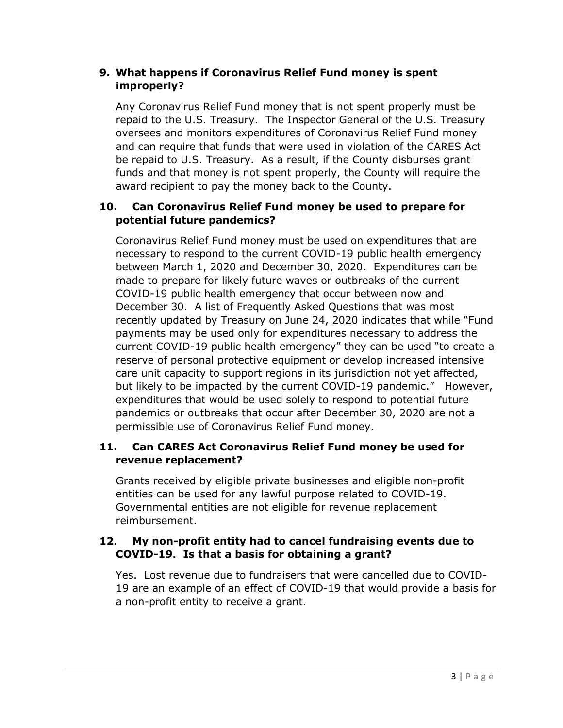### 9. What happens if Coronavirus Relief Fund money is spent improperly?

Any Coronavirus Relief Fund money that is not spent properly must be repaid to the U.S. Treasury. The Inspector General of the U.S. Treasury oversees and monitors expenditures of Coronavirus Relief Fund money and can require that funds that were used in violation of the CARES Act be repaid to U.S. Treasury. As a result, if the County disburses grant funds and that money is not spent properly, the County will require the award recipient to pay the money back to the County.

### 10. Can Coronavirus Relief Fund money be used to prepare for potential future pandemics?

Coronavirus Relief Fund money must be used on expenditures that are necessary to respond to the current COVID-19 public health emergency between March 1, 2020 and December 30, 2020. Expenditures can be made to prepare for likely future waves or outbreaks of the current COVID-19 public health emergency that occur between now and December 30. A list of Frequently Asked Questions that was most recently updated by Treasury on June 24, 2020 indicates that while "Fund payments may be used only for expenditures necessary to address the current COVID-19 public health emergency" they can be used "to create a reserve of personal protective equipment or develop increased intensive care unit capacity to support regions in its jurisdiction not yet affected, but likely to be impacted by the current COVID-19 pandemic." However, expenditures that would be used solely to respond to potential future pandemics or outbreaks that occur after December 30, 2020 are not a permissible use of Coronavirus Relief Fund money.

### 11. Can CARES Act Coronavirus Relief Fund money be used for revenue replacement?

Grants received by eligible private businesses and eligible non-profit entities can be used for any lawful purpose related to COVID-19. Governmental entities are not eligible for revenue replacement reimbursement.

### 12. My non-profit entity had to cancel fundraising events due to COVID-19. Is that a basis for obtaining a grant?

Yes. Lost revenue due to fundraisers that were cancelled due to COVID-19 are an example of an effect of COVID-19 that would provide a basis for a non-profit entity to receive a grant.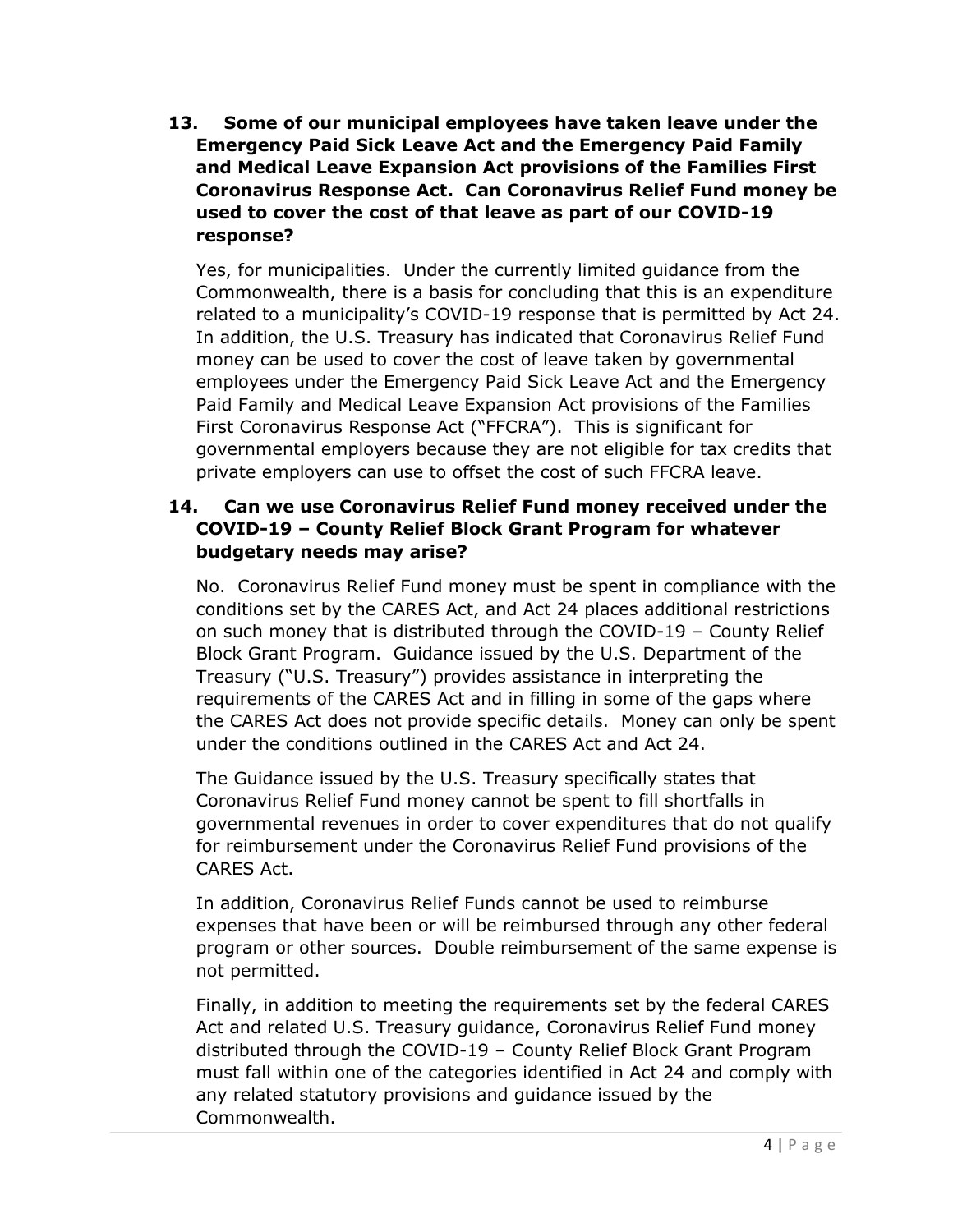**13. Some of our municipal employees have taken leave under the Emergency Paid Sick Leave Act and the Emergency Paid Family and Medical Leave Expansion Act provisions of the Families First Coronavirus Response Act. Can Coronavirus Relief Fund money be used to cover the cost of that leave as part of our COVID-19 response?**

Yes, for municipalities. Under the currently limited guidance from the Commonwealth, there is a basis for concluding that this is an expenditure related to a municipality's COVID-19 response that is permitted by Act 24. In addition, the U.S. Treasury has indicated that Coronavirus Relief Fund money can be used to cover the cost of leave taken by governmental employees under the Emergency Paid Sick Leave Act and the Emergency Paid Family and Medical Leave Expansion Act provisions of the Families First Coronavirus Response Act ("FFCRA"). This is significant for governmental employers because they are not eligible for tax credits that private employers can use to offset the cost of such FFCRA leave.

**14. Can we use Coronavirus Relief Fund money received under the COVID-19 – County Relief Block Grant Program for whatever budgetary needs may arise?**

No. Coronavirus Relief Fund money must be spent in compliance with the conditions set by the CARES Act, and Act 24 places additional restrictions on such money that is distributed through the COVID-19 – County Relief Block Grant Program. Guidance issued by the U.S. Department of the Treasury ("U.S. Treasury") provides assistance in interpreting the requirements of the CARES Act and in filling in some of the gaps where the CARES Act does not provide specific details. Money can only be spent under the conditions outlined in the CARES Act and Act 24.

The Guidance issued by the U.S. Treasury specifically states that Coronavirus Relief Fund money cannot be spent to fill shortfalls in governmental revenues in order to cover expenditures that do not qualify for reimbursement under the Coronavirus Relief Fund provisions of the CARES Act.

In addition, Coronavirus Relief Funds cannot be used to reimburse expenses that have been or will be reimbursed through any other federal program or other sources. Double reimbursement of the same expense is not permitted.

Finally, in addition to meeting the requirements set by the federal CARES Act and related U.S. Treasury guidance, Coronavirus Relief Fund money distributed through the COVID-19 – County Relief Block Grant Program must fall within one of the categories identified in Act 24 and comply with any related statutory provisions and guidance issued by the Commonwealth.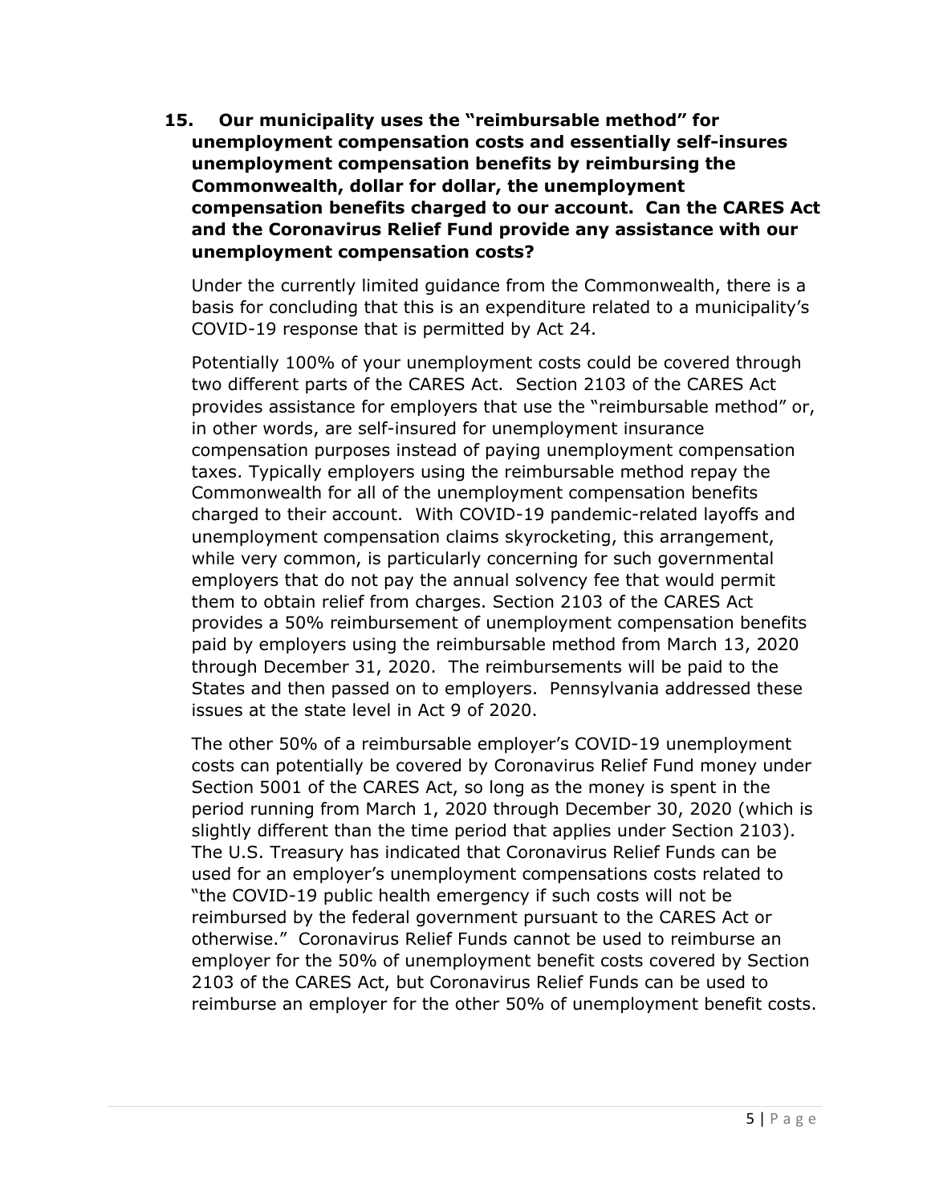**15. Our municipality uses the "reimbursable method" for unemployment compensation costs and essentially self-insures unemployment compensation benefits by reimbursing the Commonwealth, dollar for dollar, the unemployment compensation benefits charged to our account. Can the CARES Act and the Coronavirus Relief Fund provide any assistance with our unemployment compensation costs?**

Under the currently limited guidance from the Commonwealth, there is a basis for concluding that this is an expenditure related to a municipality's COVID-19 response that is permitted by Act 24.

Potentially 100% of your unemployment costs could be covered through two different parts of the CARES Act. Section 2103 of the CARES Act provides assistance for employers that use the "reimbursable method" or, in other words, are self-insured for unemployment insurance compensation purposes instead of paying unemployment compensation taxes. Typically employers using the reimbursable method repay the Commonwealth for all of the unemployment compensation benefits charged to their account. With COVID-19 pandemic-related layoffs and unemployment compensation claims skyrocketing, this arrangement, while very common, is particularly concerning for such governmental employers that do not pay the annual solvency fee that would permit them to obtain relief from charges. Section 2103 of the CARES Act provides a 50% reimbursement of unemployment compensation benefits paid by employers using the reimbursable method from March 13, 2020 through December 31, 2020. The reimbursements will be paid to the States and then passed on to employers. Pennsylvania addressed these issues at the state level in Act 9 of 2020.

The other 50% of a reimbursable employer's COVID-19 unemployment costs can potentially be covered by Coronavirus Relief Fund money under Section 5001 of the CARES Act, so long as the money is spent in the period running from March 1, 2020 through December 30, 2020 (which is slightly different than the time period that applies under Section 2103). The U.S. Treasury has indicated that Coronavirus Relief Funds can be used for an employer's unemployment compensations costs related to "the COVID-19 public health emergency if such costs will not be reimbursed by the federal government pursuant to the CARES Act or otherwise." Coronavirus Relief Funds cannot be used to reimburse an employer for the 50% of unemployment benefit costs covered by Section 2103 of the CARES Act, but Coronavirus Relief Funds can be used to reimburse an employer for the other 50% of unemployment benefit costs.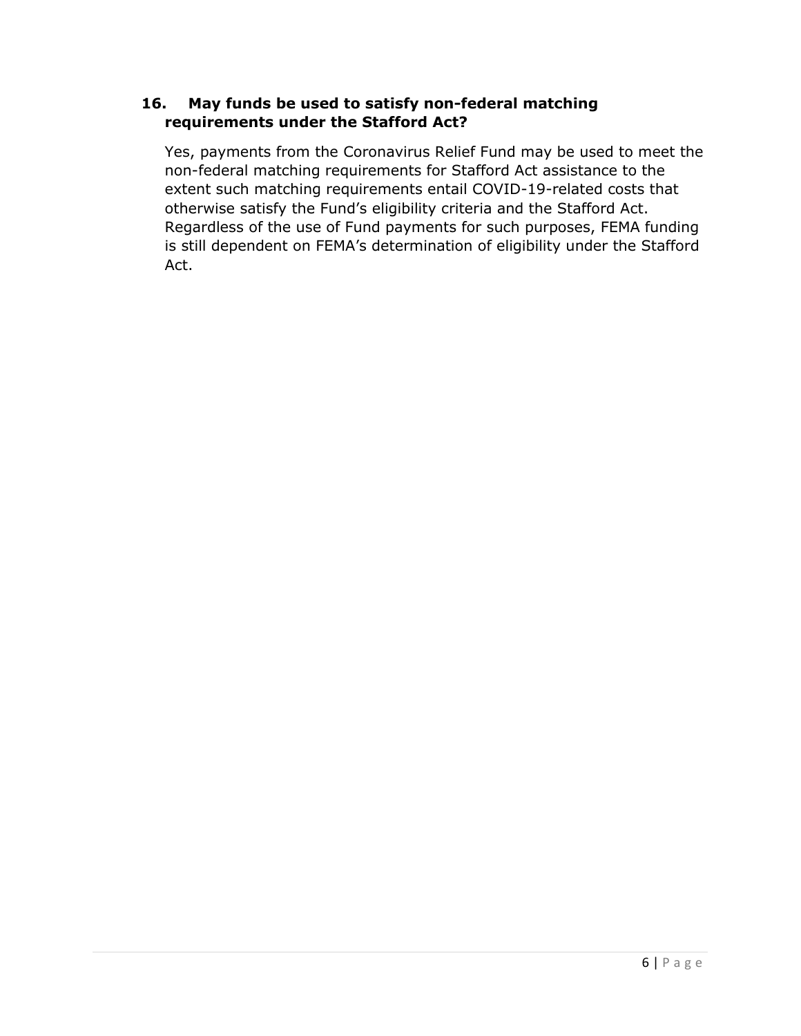**16. May funds be used to satisfy non-federal matching requirements under the Stafford Act?**

Yes, payments from the Coronavirus Relief Fund may be used to meet the non-federal matching requirements for Stafford Act assistance to the extent such matching requirements entail COVID-19-related costs that otherwise satisfy the Fund's eligibility criteria and the Stafford Act. Regardless of the use of Fund payments for such purposes, FEMA funding is still dependent on FEMA's determination of eligibility under the Stafford Act.